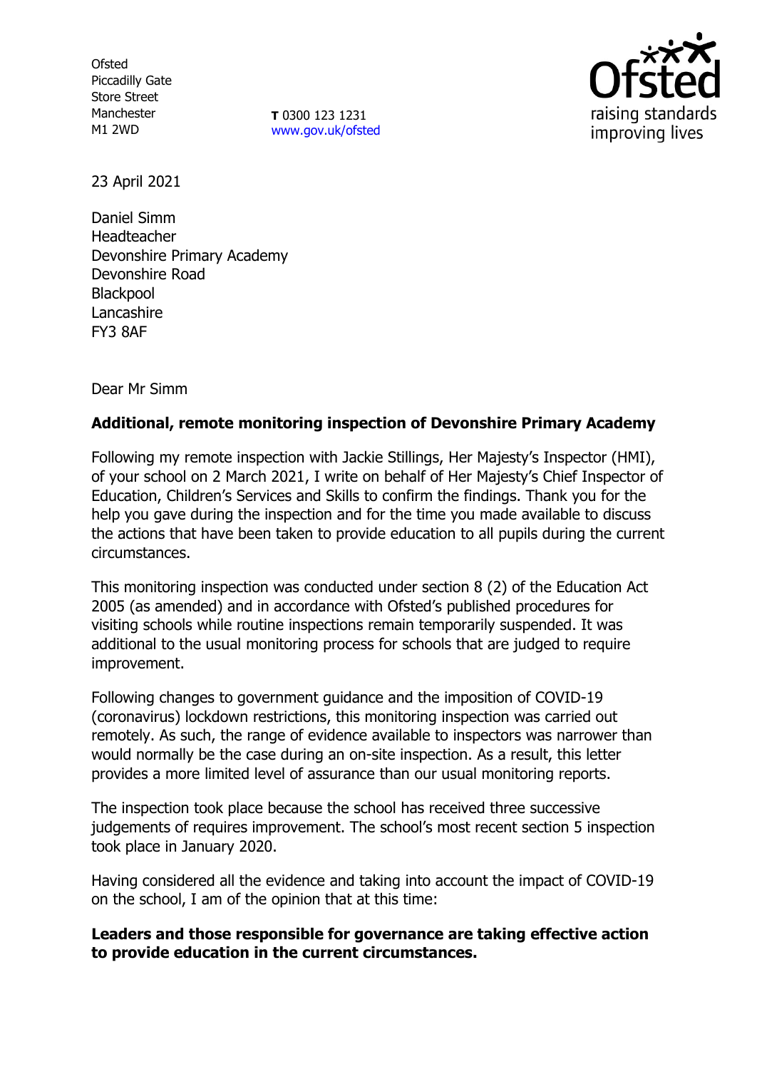Ofsted
Piccadilly Gate
Store Street
Manchester
M1 2WD

**T** 0300 123 1231
www.gov.uk/ofsted

23 April 2021

Daniel Simm
Headteacher
Devonshire Primary Academy
Devonshire Road
Blackpool
Lancashire
FY3 8AF

Dear Mr Simm

**Additional, remote monitoring inspection of Devonshire Primary Academy**

Following my remote inspection with Jackie Stillings, Her Majesty's Inspector (HMI), of your school on 2 March 2021, I write on behalf of Her Majesty's Chief Inspector of Education, Children's Services and Skills to confirm the findings. Thank you for the help you gave during the inspection and for the time you made available to discuss the actions that have been taken to provide education to all pupils during the current circumstances.

This monitoring inspection was conducted under section 8 (2) of the Education Act 2005 (as amended) and in accordance with Ofsted's published procedures for visiting schools while routine inspections remain temporarily suspended. It was additional to the usual monitoring process for schools that are judged to require improvement.

Following changes to government guidance and the imposition of COVID-19 (coronavirus) lockdown restrictions, this monitoring inspection was carried out remotely. As such, the range of evidence available to inspectors was narrower than would normally be the case during an on-site inspection. As a result, this letter provides a more limited level of assurance than our usual monitoring reports.

The inspection took place because the school has received three successive judgements of requires improvement. The school's most recent section 5 inspection took place in January 2020.

Having considered all the evidence and taking into account the impact of COVID-19 on the school, I am of the opinion that at this time:

**Leaders and those responsible for governance are taking effective action to provide education in the current circumstances.**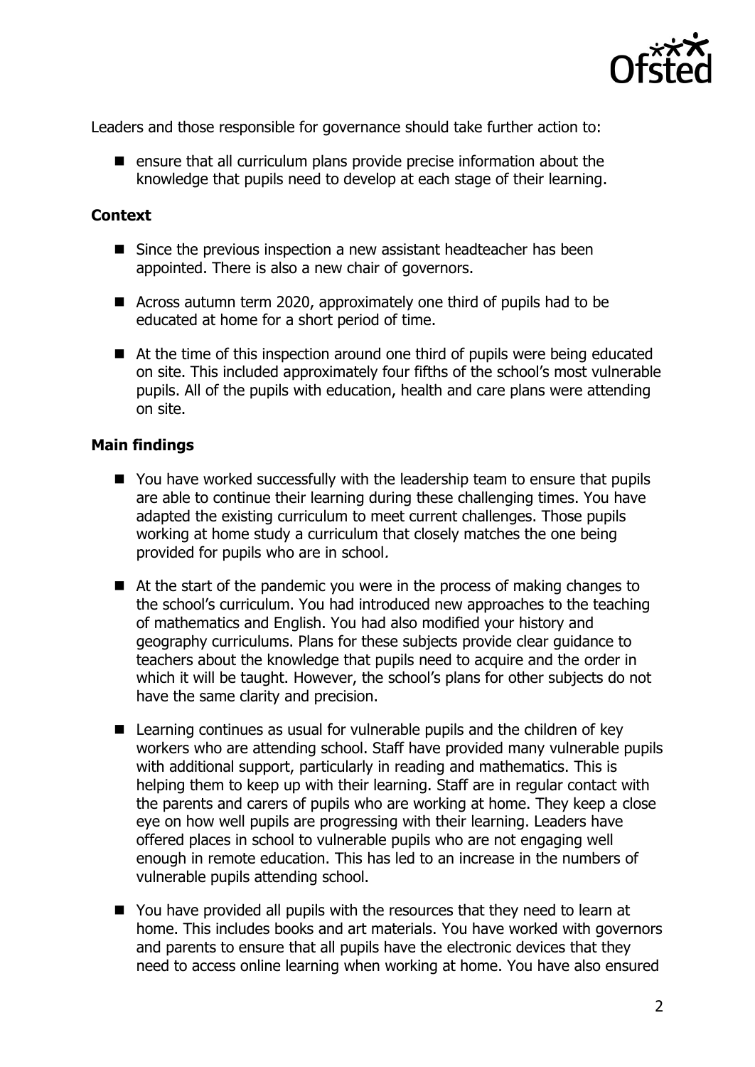Leaders and those responsible for governance should take further action to:

- ensure that all curriculum plans provide precise information about the knowledge that pupils need to develop at each stage of their learning.

### Context

- Since the previous inspection a new assistant headteacher has been appointed. There is also a new chair of governors.
- Across autumn term 2020, approximately one third of pupils had to be educated at home for a short period of time.
- At the time of this inspection around one third of pupils were being educated on site. This included approximately four fifths of the school's most vulnerable pupils. All of the pupils with education, health and care plans were attending on site.

### Main findings

- You have worked successfully with the leadership team to ensure that pupils are able to continue their learning during these challenging times. You have adapted the existing curriculum to meet current challenges. Those pupils working at home study a curriculum that closely matches the one being provided for pupils who are in school.
- At the start of the pandemic you were in the process of making changes to the school's curriculum. You had introduced new approaches to the teaching of mathematics and English. You had also modified your history and geography curriculums. Plans for these subjects provide clear guidance to teachers about the knowledge that pupils need to acquire and the order in which it will be taught. However, the school's plans for other subjects do not have the same clarity and precision.
- Learning continues as usual for vulnerable pupils and the children of key workers who are attending school. Staff have provided many vulnerable pupils with additional support, particularly in reading and mathematics. This is helping them to keep up with their learning. Staff are in regular contact with the parents and carers of pupils who are working at home. They keep a close eye on how well pupils are progressing with their learning. Leaders have offered places in school to vulnerable pupils who are not engaging well enough in remote education. This has led to an increase in the numbers of vulnerable pupils attending school.
- You have provided all pupils with the resources that they need to learn at home. This includes books and art materials. You have worked with governors and parents to ensure that all pupils have the electronic devices that they need to access online learning when working at home. You have also ensured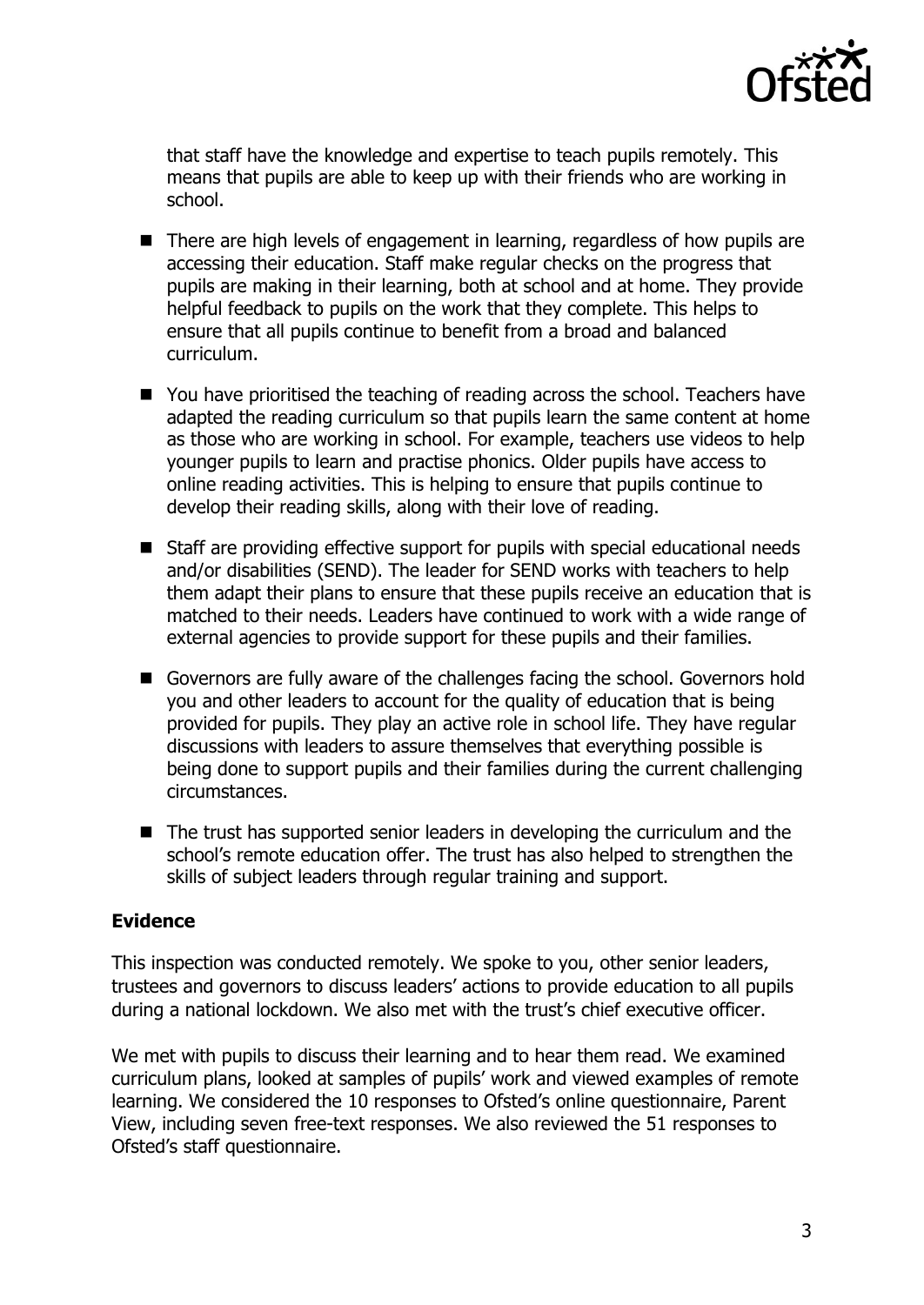that staff have the knowledge and expertise to teach pupils remotely. This means that pupils are able to keep up with their friends who are working in school.

- There are high levels of engagement in learning, regardless of how pupils are accessing their education. Staff make regular checks on the progress that pupils are making in their learning, both at school and at home. They provide helpful feedback to pupils on the work that they complete. This helps to ensure that all pupils continue to benefit from a broad and balanced curriculum.
- You have prioritised the teaching of reading across the school. Teachers have adapted the reading curriculum so that pupils learn the same content at home as those who are working in school. For example, teachers use videos to help younger pupils to learn and practise phonics. Older pupils have access to online reading activities. This is helping to ensure that pupils continue to develop their reading skills, along with their love of reading.
- Staff are providing effective support for pupils with special educational needs and/or disabilities (SEND). The leader for SEND works with teachers to help them adapt their plans to ensure that these pupils receive an education that is matched to their needs. Leaders have continued to work with a wide range of external agencies to provide support for these pupils and their families.
- Governors are fully aware of the challenges facing the school. Governors hold you and other leaders to account for the quality of education that is being provided for pupils. They play an active role in school life. They have regular discussions with leaders to assure themselves that everything possible is being done to support pupils and their families during the current challenging circumstances.
- The trust has supported senior leaders in developing the curriculum and the school's remote education offer. The trust has also helped to strengthen the skills of subject leaders through regular training and support.

**Evidence**

This inspection was conducted remotely. We spoke to you, other senior leaders, trustees and governors to discuss leaders' actions to provide education to all pupils during a national lockdown. We also met with the trust's chief executive officer.

We met with pupils to discuss their learning and to hear them read. We examined curriculum plans, looked at samples of pupils' work and viewed examples of remote learning. We considered the 10 responses to Ofsted's online questionnaire, Parent View, including seven free-text responses. We also reviewed the 51 responses to Ofsted's staff questionnaire.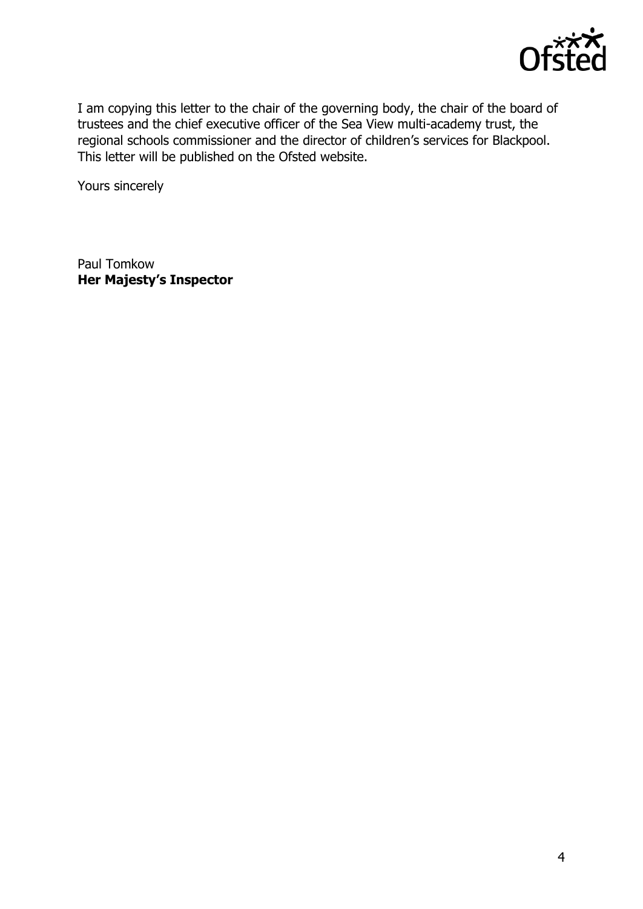I am copying this letter to the chair of the governing body, the chair of the board of trustees and the chief executive officer of the Sea View multi-academy trust, the regional schools commissioner and the director of children's services for Blackpool. This letter will be published on the Ofsted website.

Yours sincerely

Paul Tomkow
**Her Majesty's Inspector**